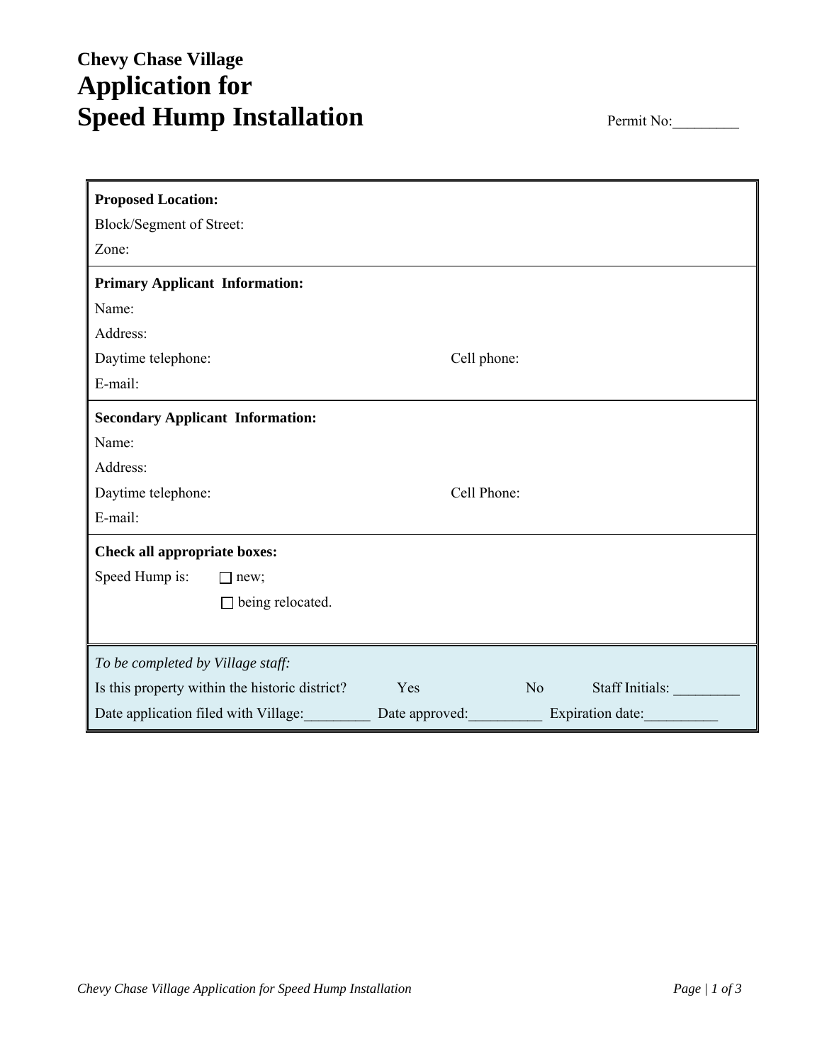**Chevy Chase Village**

# Application for Speed Hump Installation

Permit No:_________

**Proposed Location:**

Block/Segment of Street:

Zone:

**Primary Applicant Information:**

Name:

Address:

Daytime telephone: Cell phone:

E-mail:

**Secondary Applicant Information:**

Name:

Address:

Daytime telephone: Cell Phone:

E-mail:

**Check all appropriate boxes:**

Speed Hump is: ☐ new;

☐ being relocated.

*To be completed by Village staff:*

Is this property within the historic district? Yes No Staff Initials: _________

Date application filed with Village:_________ Date approved:__________ Expiration date:__________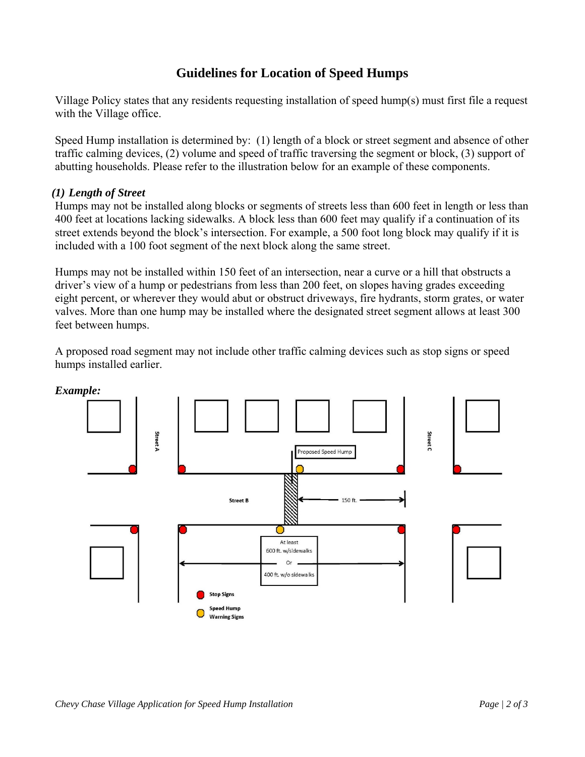# Guidelines for Location of Speed Humps

Village Policy states that any residents requesting installation of speed hump(s) must first file a request with the Village office.

Speed Hump installation is determined by: (1) length of a block or street segment and absence of other traffic calming devices, (2) volume and speed of traffic traversing the segment or block, (3) support of abutting households. Please refer to the illustration below for an example of these components.

### *(1) Length of Street*

Humps may not be installed along blocks or segments of streets less than 600 feet in length or less than 400 feet at locations lacking sidewalks. A block less than 600 feet may qualify if a continuation of its street extends beyond the block's intersection. For example, a 500 foot long block may qualify if it is included with a 100 foot segment of the next block along the same street.

Humps may not be installed within 150 feet of an intersection, near a curve or a hill that obstructs a driver's view of a hump or pedestrians from less than 200 feet, on slopes having grades exceeding eight percent, or wherever they would abut or obstruct driveways, fire hydrants, storm grates, or water valves. More than one hump may be installed where the designated street segment allows at least 300 feet between humps.

A proposed road segment may not include other traffic calming devices such as stop signs or speed humps installed earlier.

***Example:***

Street A | Street B | Street C | Proposed Speed Hump | 150 ft. | At least 600 ft. w/sidewalks Or 400 ft. w/o sidewalks | Stop Signs | Speed Hump Warning Signs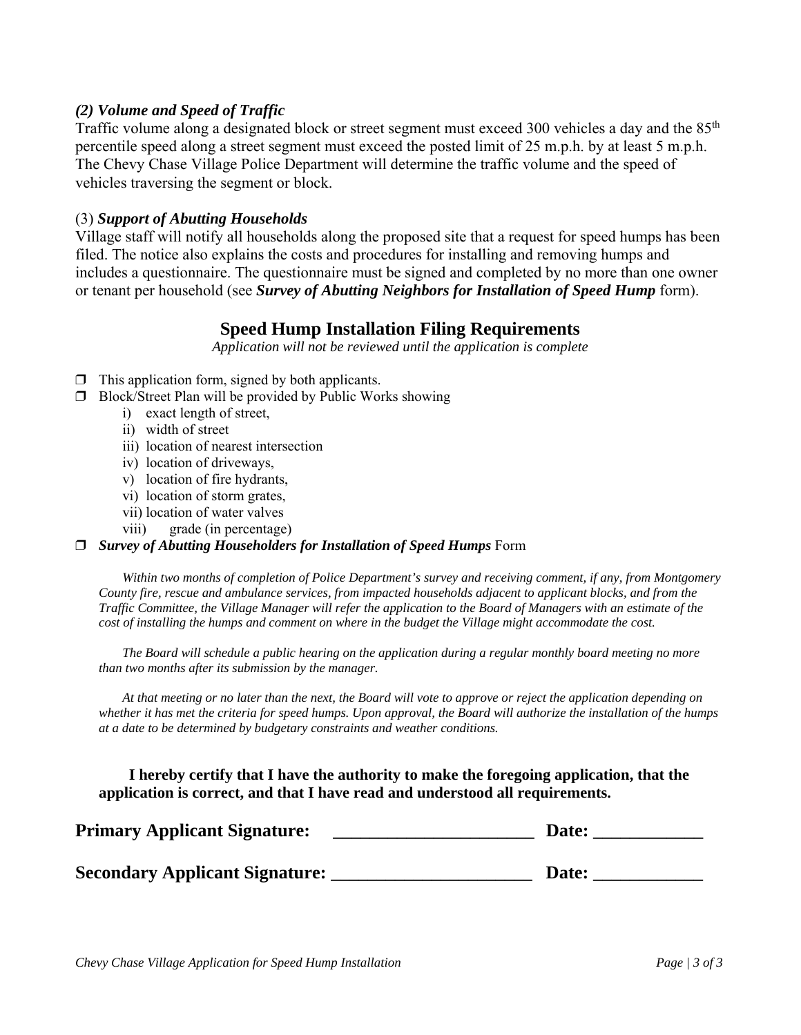***(2) Volume and Speed of Traffic***

Traffic volume along a designated block or street segment must exceed 300 vehicles a day and the 85th percentile speed along a street segment must exceed the posted limit of 25 m.p.h. by at least 5 m.p.h. The Chevy Chase Village Police Department will determine the traffic volume and the speed of vehicles traversing the segment or block.

(3) ***Support of Abutting Households***

Village staff will notify all households along the proposed site that a request for speed humps has been filed. The notice also explains the costs and procedures for installing and removing humps and includes a questionnaire. The questionnaire must be signed and completed by no more than one owner or tenant per household (see ***Survey of Abutting Neighbors for Installation of Speed Hump*** form).

## Speed Hump Installation Filing Requirements

*Application will not be reviewed until the application is complete*

- ❒ This application form, signed by both applicants.
- ❒ Block/Street Plan will be provided by Public Works showing
  - i) exact length of street,
  - ii) width of street
  - iii) location of nearest intersection
  - iv) location of driveways,
  - v) location of fire hydrants,
  - vi) location of storm grates,
  - vii) location of water valves
  - viii) grade (in percentage)
- ❒ ***Survey of Abutting Householders for Installation of Speed Humps*** Form

*Within two months of completion of Police Department's survey and receiving comment, if any, from Montgomery County fire, rescue and ambulance services, from impacted households adjacent to applicant blocks, and from the Traffic Committee, the Village Manager will refer the application to the Board of Managers with an estimate of the cost of installing the humps and comment on where in the budget the Village might accommodate the cost.*

*The Board will schedule a public hearing on the application during a regular monthly board meeting no more than two months after its submission by the manager.*

*At that meeting or no later than the next, the Board will vote to approve or reject the application depending on whether it has met the criteria for speed humps. Upon approval, the Board will authorize the installation of the humps at a date to be determined by budgetary constraints and weather conditions.*

**I hereby certify that I have the authority to make the foregoing application, that the application is correct, and that I have read and understood all requirements.**

**Primary Applicant Signature: \_\_\_\_\_\_\_\_\_\_\_\_\_\_\_\_\_\_\_\_\_\_\_ Date: \_\_\_\_\_\_\_\_\_\_\_\_**

**Secondary Applicant Signature: \_\_\_\_\_\_\_\_\_\_\_\_\_\_\_\_\_\_\_\_\_\_\_ Date: \_\_\_\_\_\_\_\_\_\_\_\_**